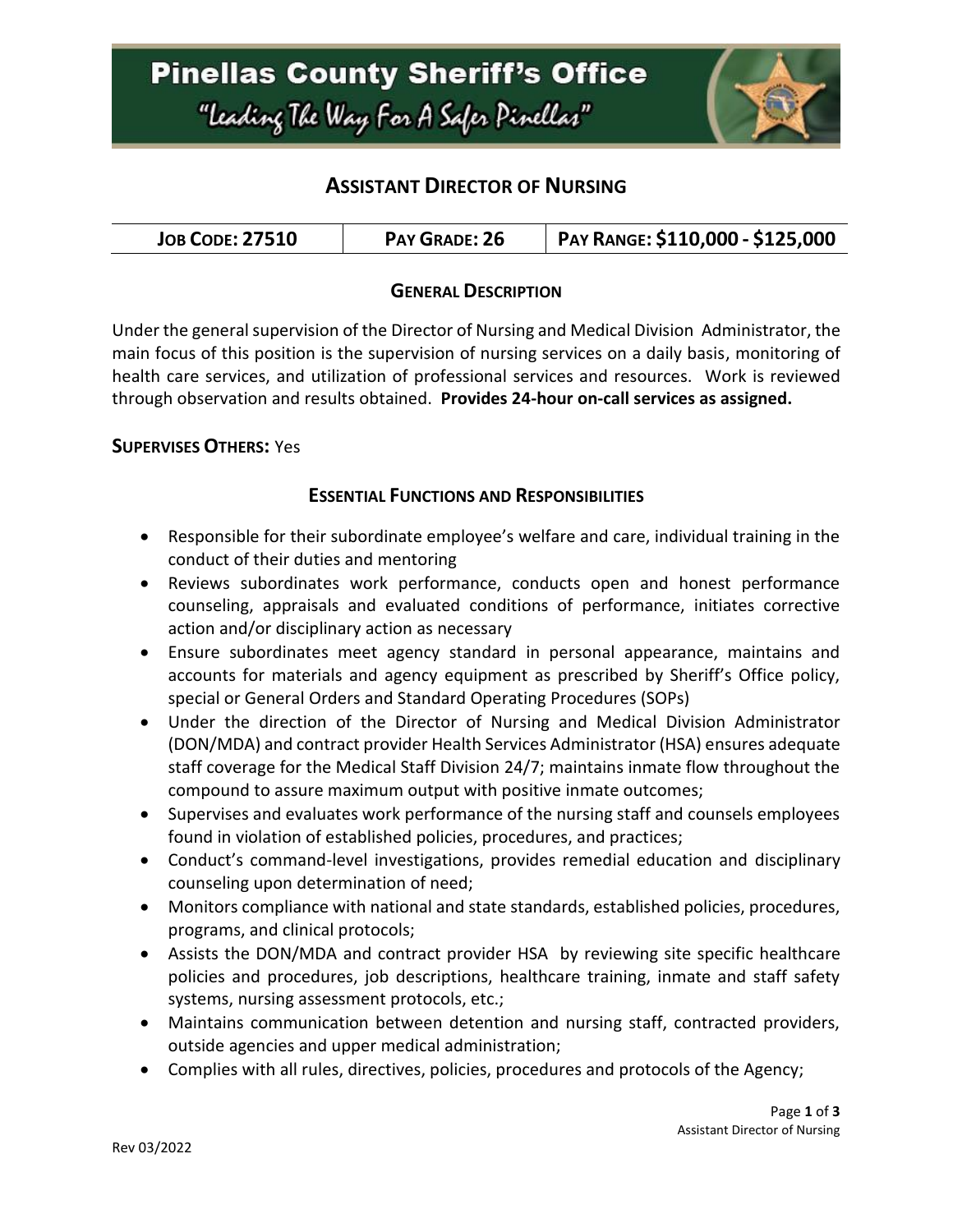# Pinellas County Sheriff's Office

"Leading The Way For A Safer Pinellas"

## ASSISTANT DIRECTOR OF NURSING

| JOB CODE: 27510 | PAY GRADE: 26 | PAY RANGE: $110,000 - $125,000 |
|---|---|---|

### GENERAL DESCRIPTION

Under the general supervision of the Director of Nursing and Medical Division Administrator, the main focus of this position is the supervision of nursing services on a daily basis, monitoring of health care services, and utilization of professional services and resources. Work is reviewed through observation and results obtained. **Provides 24-hour on-call services as assigned.**

**SUPERVISES OTHERS:** Yes

### ESSENTIAL FUNCTIONS AND RESPONSIBILITIES

- Responsible for their subordinate employee's welfare and care, individual training in the conduct of their duties and mentoring
- Reviews subordinates work performance, conducts open and honest performance counseling, appraisals and evaluated conditions of performance, initiates corrective action and/or disciplinary action as necessary
- Ensure subordinates meet agency standard in personal appearance, maintains and accounts for materials and agency equipment as prescribed by Sheriff's Office policy, special or General Orders and Standard Operating Procedures (SOPs)
- Under the direction of the Director of Nursing and Medical Division Administrator (DON/MDA) and contract provider Health Services Administrator (HSA) ensures adequate staff coverage for the Medical Staff Division 24/7; maintains inmate flow throughout the compound to assure maximum output with positive inmate outcomes;
- Supervises and evaluates work performance of the nursing staff and counsels employees found in violation of established policies, procedures, and practices;
- Conduct's command-level investigations, provides remedial education and disciplinary counseling upon determination of need;
- Monitors compliance with national and state standards, established policies, procedures, programs, and clinical protocols;
- Assists the DON/MDA and contract provider HSA by reviewing site specific healthcare policies and procedures, job descriptions, healthcare training, inmate and staff safety systems, nursing assessment protocols, etc.;
- Maintains communication between detention and nursing staff, contracted providers, outside agencies and upper medical administration;
- Complies with all rules, directives, policies, procedures and protocols of the Agency;

Rev 03/2022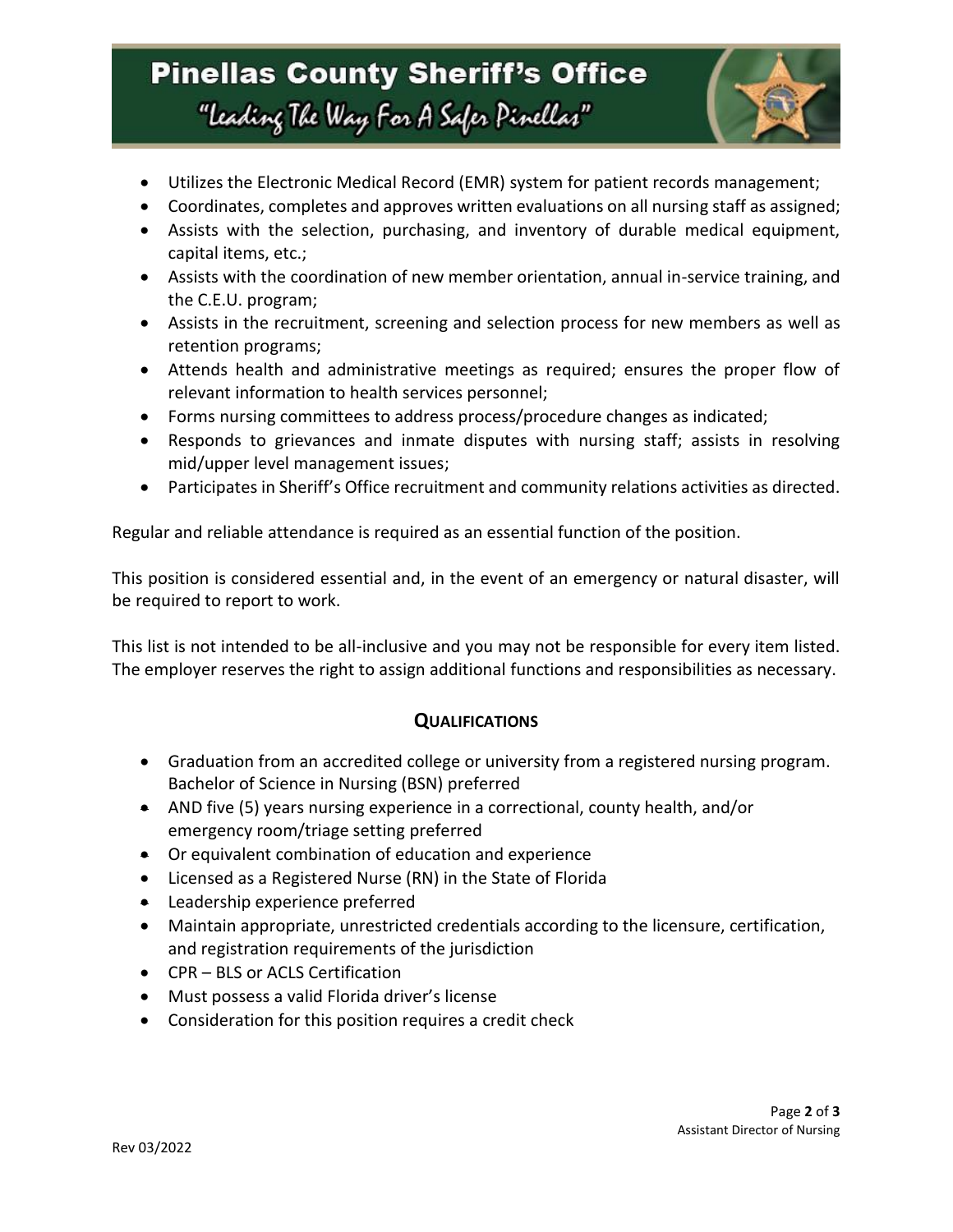- Utilizes the Electronic Medical Record (EMR) system for patient records management;
- Coordinates, completes and approves written evaluations on all nursing staff as assigned;
- Assists with the selection, purchasing, and inventory of durable medical equipment, capital items, etc.;
- Assists with the coordination of new member orientation, annual in-service training, and the C.E.U. program;
- Assists in the recruitment, screening and selection process for new members as well as retention programs;
- Attends health and administrative meetings as required; ensures the proper flow of relevant information to health services personnel;
- Forms nursing committees to address process/procedure changes as indicated;
- Responds to grievances and inmate disputes with nursing staff; assists in resolving mid/upper level management issues;
- Participates in Sheriff's Office recruitment and community relations activities as directed.

Regular and reliable attendance is required as an essential function of the position.

This position is considered essential and, in the event of an emergency or natural disaster, will be required to report to work.

This list is not intended to be all-inclusive and you may not be responsible for every item listed. The employer reserves the right to assign additional functions and responsibilities as necessary.

## Qualifications

- Graduation from an accredited college or university from a registered nursing program. Bachelor of Science in Nursing (BSN) preferred
- AND five (5) years nursing experience in a correctional, county health, and/or emergency room/triage setting preferred
- Or equivalent combination of education and experience
- Licensed as a Registered Nurse (RN) in the State of Florida
- Leadership experience preferred
- Maintain appropriate, unrestricted credentials according to the licensure, certification, and registration requirements of the jurisdiction
- CPR – BLS or ACLS Certification
- Must possess a valid Florida driver's license
- Consideration for this position requires a credit check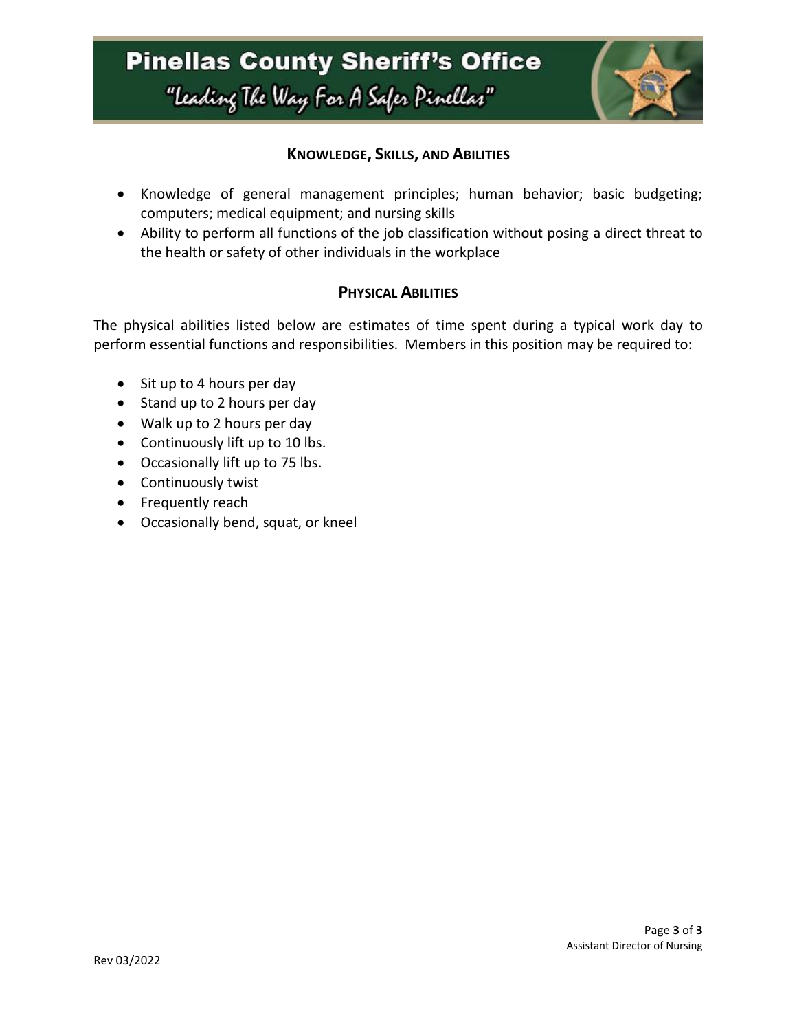## KNOWLEDGE, SKILLS, AND ABILITIES

- Knowledge of general management principles; human behavior; basic budgeting; computers; medical equipment; and nursing skills
- Ability to perform all functions of the job classification without posing a direct threat to the health or safety of other individuals in the workplace

## PHYSICAL ABILITIES

The physical abilities listed below are estimates of time spent during a typical work day to perform essential functions and responsibilities. Members in this position may be required to:

- Sit up to 4 hours per day
- Stand up to 2 hours per day
- Walk up to 2 hours per day
- Continuously lift up to 10 lbs.
- Occasionally lift up to 75 lbs.
- Continuously twist
- Frequently reach
- Occasionally bend, squat, or kneel

Rev 03/2022